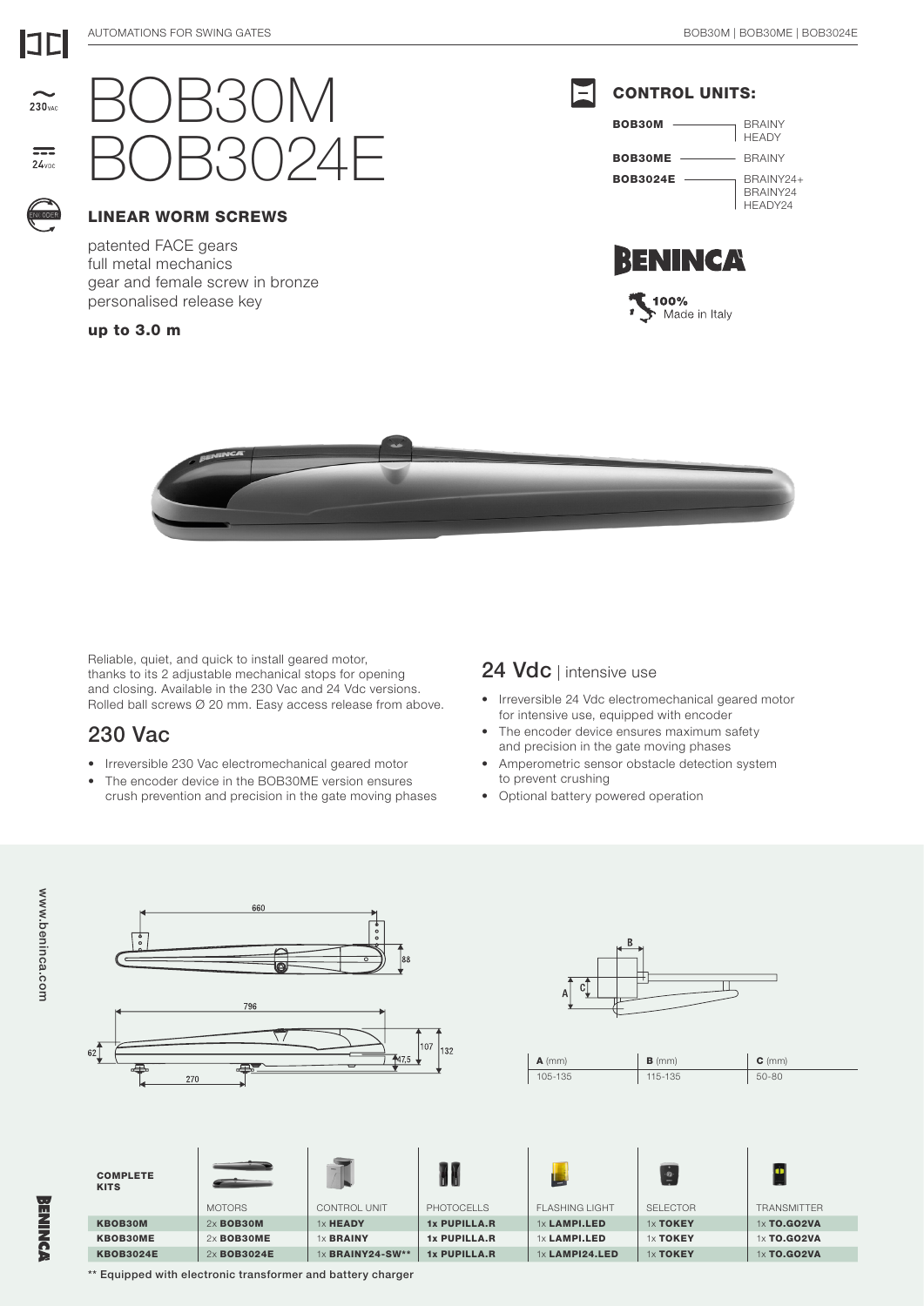AUTOMATIONS FOR SWING GATES

# BOB30M BOB3024E

### LINEAR WORM SCREWS

patented FACE gears
full metal mechanics
gear and female screw in bronze
personalised release key

**up to 3.0 m**

### CONTROL UNITS:

| | |
|---|---|
| **BOB30M** | BRAINY<br>HEADY |
| **BOB30ME** | BRAINY |
| **BOB3024E** | BRAINY24+<br>BRAINY24<br>HEADY24 |

100% Made in Italy

Reliable, quiet, and quick to install geared motor, thanks to its 2 adjustable mechanical stops for opening and closing. Available in the 230 Vac and 24 Vdc versions. Rolled ball screws Ø 20 mm. Easy access release from above.

## 230 Vac

- Irreversible 230 Vac electromechanical geared motor
- The encoder device in the BOB30ME version ensures crush prevention and precision in the gate moving phases

## 24 Vdc | intensive use

- Irreversible 24 Vdc electromechanical geared motor for intensive use, equipped with encoder
- The encoder device ensures maximum safety and precision in the gate moving phases
- Amperometric sensor obstacle detection system to prevent crushing
- Optional battery powered operation

| **A** (mm) | **B** (mm) | **C** (mm) |
|---|---|---|
| 105-135 | 115-135 | 50-80 |

| COMPLETE KITS | MOTORS | CONTROL UNIT | PHOTOCELLS | FLASHING LIGHT | SELECTOR | TRANSMITTER |
|---|---|---|---|---|---|---|
| **KBOB30M** | 2x **BOB30M** | 1x **HEADY** | **1x PUPILLA.R** | 1x **LAMPI.LED** | 1x **TOKEY** | 1x **TO.GO2VA** |
| **KBOB30ME** | 2x **BOB30ME** | 1x **BRAINY** | **1x PUPILLA.R** | 1x **LAMPI.LED** | 1x **TOKEY** | 1x **TO.GO2VA** |
| **KBOB3024E** | 2x **BOB3024E** | 1x **BRAINY24-SW**\*\* | **1x PUPILLA.R** | 1x **LAMPI24.LED** | 1x **TOKEY** | 1x **TO.GO2VA** |

** Equipped with electronic transformer and battery charger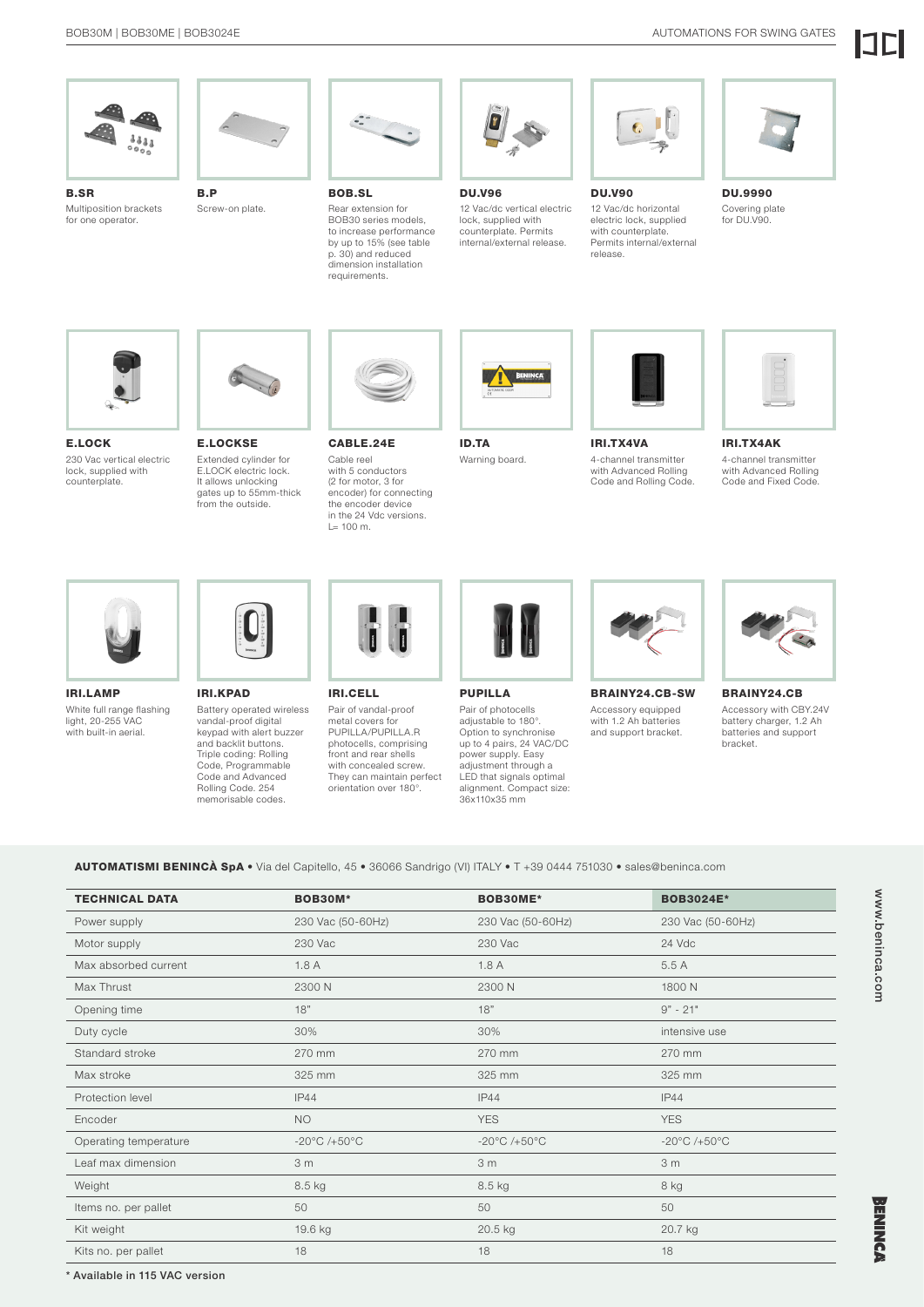**B.SR**
Multiposition brackets for one operator.

**B.P**
Screw-on plate.

**BOB.SL**
Rear extension for BOB30 series models, to increase performance by up to 15% (see table p. 30) and reduced dimension installation requirements.

**DU.V96**
12 Vac/dc vertical electric lock, supplied with counterplate. Permits internal/external release.

**DU.V90**
12 Vac/dc horizontal electric lock, supplied with counterplate. Permits internal/external release.

**DU.9990**
Covering plate for DU.V90.

**E.LOCK**
230 Vac vertical electric lock, supplied with counterplate.

**E.LOCKSE**
Extended cylinder for E.LOCK electric lock. It allows unlocking gates up to 55mm-thick from the outside.

**CABLE.24E**
Cable reel with 5 conductors (2 for motor, 3 for encoder) for connecting the encoder device in the 24 Vdc versions. L= 100 m.

**ID.TA**
Warning board.

**IRI.TX4VA**
4-channel transmitter with Advanced Rolling Code and Rolling Code.

**IRI.TX4AK**
4-channel transmitter with Advanced Rolling Code and Fixed Code.

**IRI.LAMP**
White full range flashing light, 20-255 VAC with built-in aerial.

**IRI.KPAD**
Battery operated wireless vandal-proof digital keypad with alert buzzer and backlit buttons. Triple coding: Rolling Code, Programmable Code and Advanced Rolling Code. 254 memorisable codes.

**IRI.CELL**
Pair of vandal-proof metal covers for PUPILLA/PUPILLA.R photocells, comprising front and rear shells with concealed screw. They can maintain perfect orientation over 180°.

**PUPILLA**
Pair of photocells adjustable to 180°. Option to synchronise up to 4 pairs, 24 VAC/DC power supply. Easy adjustment through a LED that signals optimal alignment. Compact size: 36x110x35 mm

**BRAINY24.CB-SW**
Accessory equipped with 1.2 Ah batteries and support bracket.

**BRAINY24.CB**
Accessory with CBY.24V battery charger, 1.2 Ah batteries and support bracket.

**AUTOMATISMI BENINCÀ SpA** • Via del Capitello, 45 • 36066 Sandrigo (VI) ITALY • T +39 0444 751030 • sales@beninca.com

| TECHNICAL DATA | BOB30M* | BOB30ME* | BOB3024E* |
|---|---|---|---|
| Power supply | 230 Vac (50-60Hz) | 230 Vac (50-60Hz) | 230 Vac (50-60Hz) |
| Motor supply | 230 Vac | 230 Vac | 24 Vdc |
| Max absorbed current | 1.8 A | 1.8 A | 5.5 A |
| Max Thrust | 2300 N | 2300 N | 1800 N |
| Opening time | 18" | 18" | 9" - 21" |
| Duty cycle | 30% | 30% | intensive use |
| Standard stroke | 270 mm | 270 mm | 270 mm |
| Max stroke | 325 mm | 325 mm | 325 mm |
| Protection level | IP44 | IP44 | IP44 |
| Encoder | NO | YES | YES |
| Operating temperature | -20°C /+50°C | -20°C /+50°C | -20°C /+50°C |
| Leaf max dimension | 3 m | 3 m | 3 m |
| Weight | 8.5 kg | 8.5 kg | 8 kg |
| Items no. per pallet | 50 | 50 | 50 |
| Kit weight | 19.6 kg | 20.5 kg | 20.7 kg |
| Kits no. per pallet | 18 | 18 | 18 |

**\* Available in 115 VAC version**

www.beninca.com